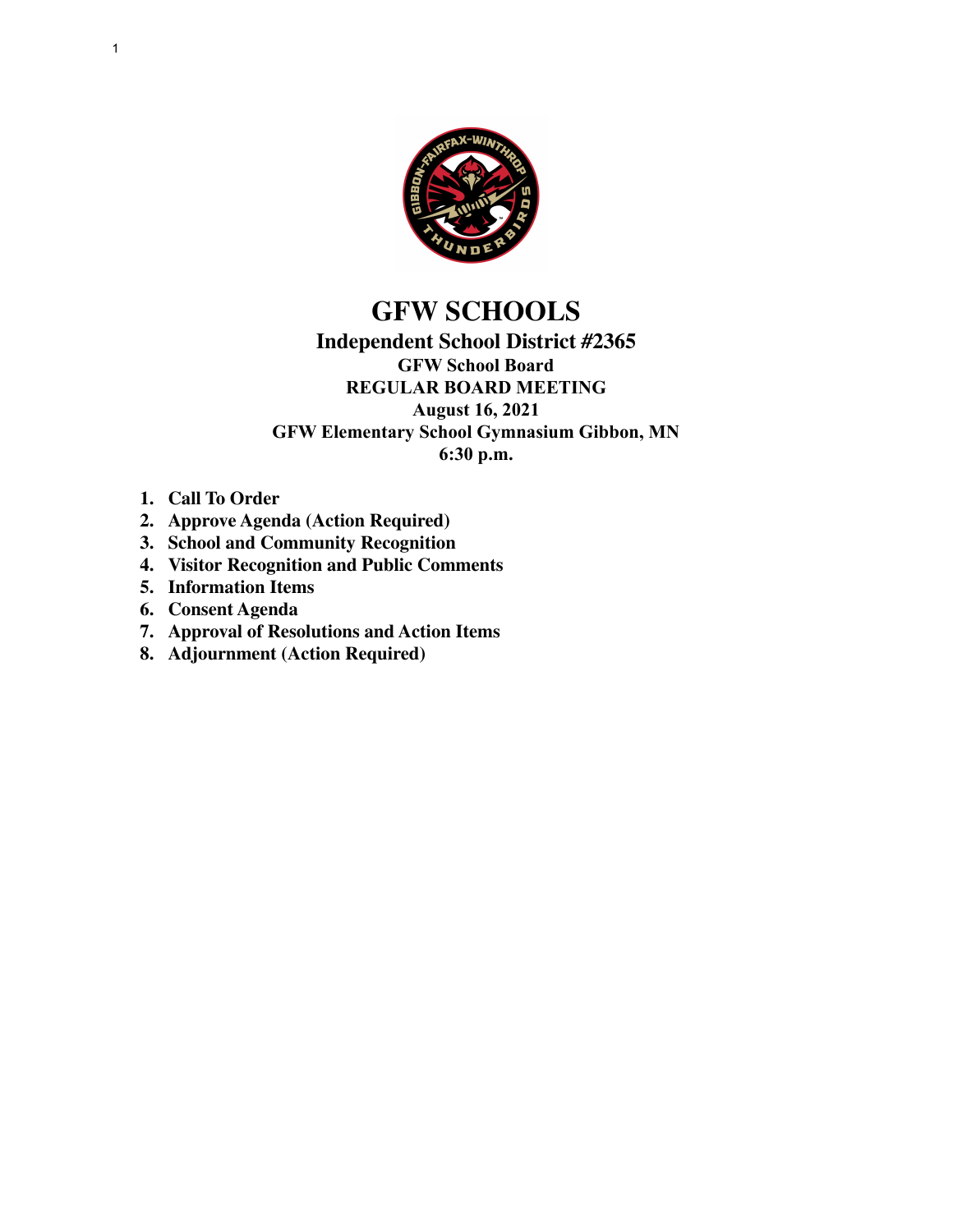# GFW SCHOOLS

## Independent School District #2365

### GFW School Board

### REGULAR BOARD MEETING

### August 16, 2021

### GFW Elementary School Gymnasium Gibbon, MN

### 6:30 p.m.

1. **Call To Order**
2. **Approve Agenda (Action Required)**
3. **School and Community Recognition**
4. **Visitor Recognition and Public Comments**
5. **Information Items**
6. **Consent Agenda**
7. **Approval of Resolutions and Action Items**
8. **Adjournment (Action Required)**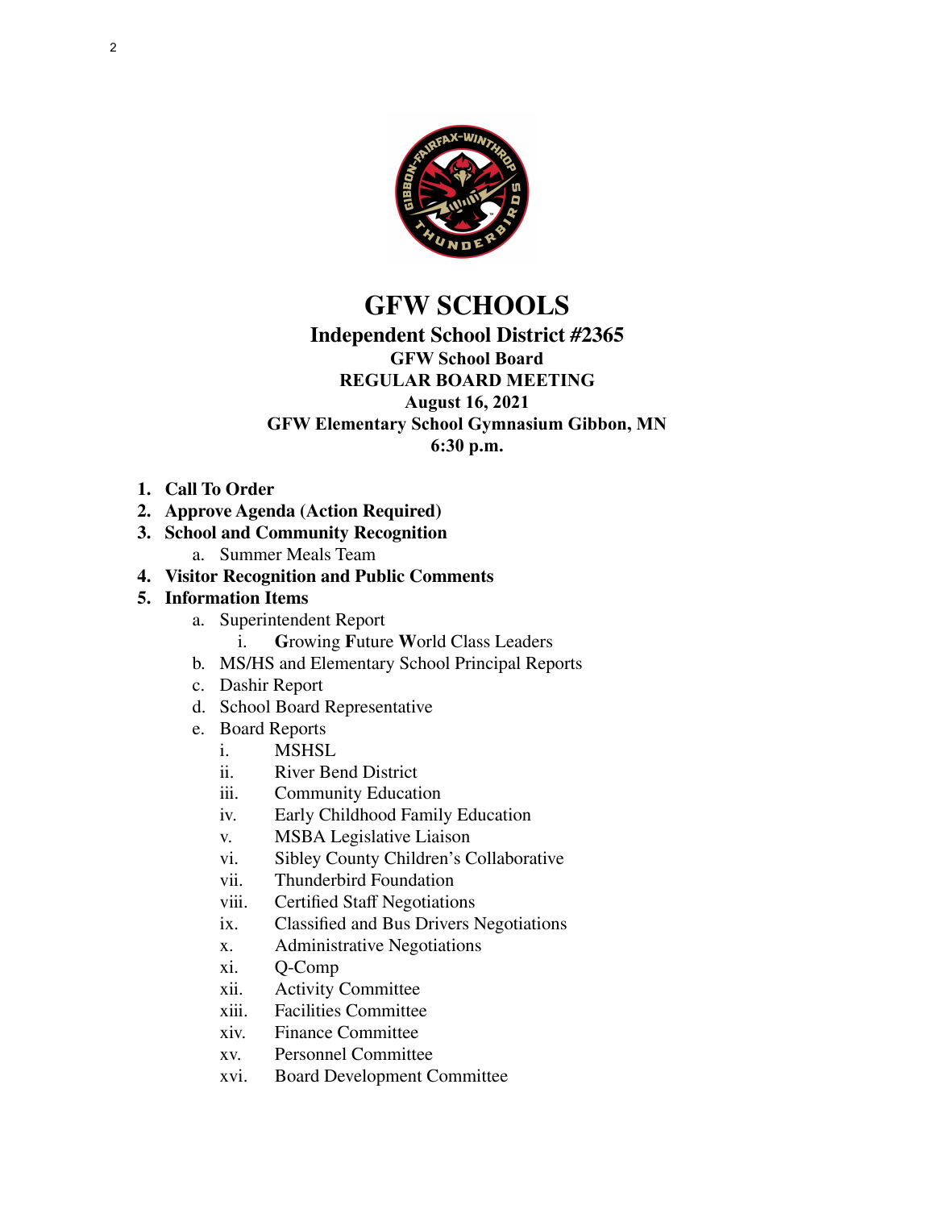# GFW SCHOOLS

## Independent School District #2365

**GFW School Board**
**REGULAR BOARD MEETING**
**August 16, 2021**
**GFW Elementary School Gymnasium Gibbon, MN**
**6:30 p.m.**

1. **Call To Order**
2. **Approve Agenda (Action Required)**
3. **School and Community Recognition**
   a. Summer Meals Team
4. **Visitor Recognition and Public Comments**
5. **Information Items**
   a. Superintendent Report
      i. **G**rowing **F**uture **W**orld Class Leaders
   b. MS/HS and Elementary School Principal Reports
   c. Dashir Report
   d. School Board Representative
   e. Board Reports
      i. MSHSL
      ii. River Bend District
      iii. Community Education
      iv. Early Childhood Family Education
      v. MSBA Legislative Liaison
      vi. Sibley County Children's Collaborative
      vii. Thunderbird Foundation
      viii. Certified Staff Negotiations
      ix. Classified and Bus Drivers Negotiations
      x. Administrative Negotiations
      xi. Q-Comp
      xii. Activity Committee
      xiii. Facilities Committee
      xiv. Finance Committee
      xv. Personnel Committee
      xvi. Board Development Committee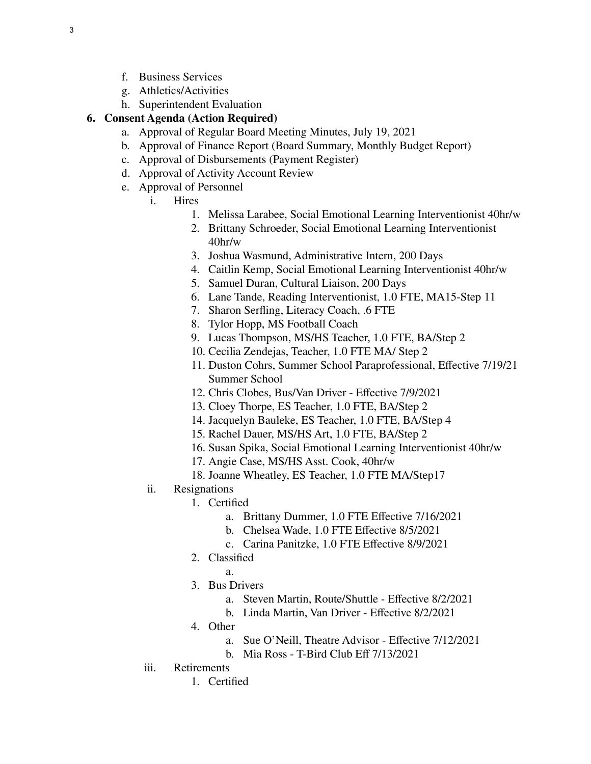f. Business Services
g. Athletics/Activities
h. Superintendent Evaluation

**6. Consent Agenda (Action Required)**

a. Approval of Regular Board Meeting Minutes, July 19, 2021
b. Approval of Finance Report (Board Summary, Monthly Budget Report)
c. Approval of Disbursements (Payment Register)
d. Approval of Activity Account Review
e. Approval of Personnel

i. Hires

1. Melissa Larabee, Social Emotional Learning Interventionist 40hr/w
2. Brittany Schroeder, Social Emotional Learning Interventionist 40hr/w
3. Joshua Wasmund, Administrative Intern, 200 Days
4. Caitlin Kemp, Social Emotional Learning Interventionist 40hr/w
5. Samuel Duran, Cultural Liaison, 200 Days
6. Lane Tande, Reading Interventionist, 1.0 FTE, MA15-Step 11
7. Sharon Serfling, Literacy Coach, .6 FTE
8. Tylor Hopp, MS Football Coach
9. Lucas Thompson, MS/HS Teacher, 1.0 FTE, BA/Step 2
10. Cecilia Zendejas, Teacher, 1.0 FTE MA/ Step 2
11. Duston Cohrs, Summer School Paraprofessional, Effective 7/19/21 Summer School
12. Chris Clobes, Bus/Van Driver - Effective 7/9/2021
13. Cloey Thorpe, ES Teacher, 1.0 FTE, BA/Step 2
14. Jacquelyn Bauleke, ES Teacher, 1.0 FTE, BA/Step 4
15. Rachel Dauer, MS/HS Art, 1.0 FTE, BA/Step 2
16. Susan Spika, Social Emotional Learning Interventionist 40hr/w
17. Angie Case, MS/HS Asst. Cook, 40hr/w
18. Joanne Wheatley, ES Teacher, 1.0 FTE MA/Step17

ii. Resignations

1. Certified
    a. Brittany Dummer, 1.0 FTE Effective 7/16/2021
    b. Chelsea Wade, 1.0 FTE Effective 8/5/2021
    c. Carina Panitzke, 1.0 FTE Effective 8/9/2021
2. Classified
    a.
3. Bus Drivers
    a. Steven Martin, Route/Shuttle - Effective 8/2/2021
    b. Linda Martin, Van Driver - Effective 8/2/2021
4. Other
    a. Sue O'Neill, Theatre Advisor - Effective 7/12/2021
    b. Mia Ross - T-Bird Club Eff 7/13/2021

iii. Retirements

1. Certified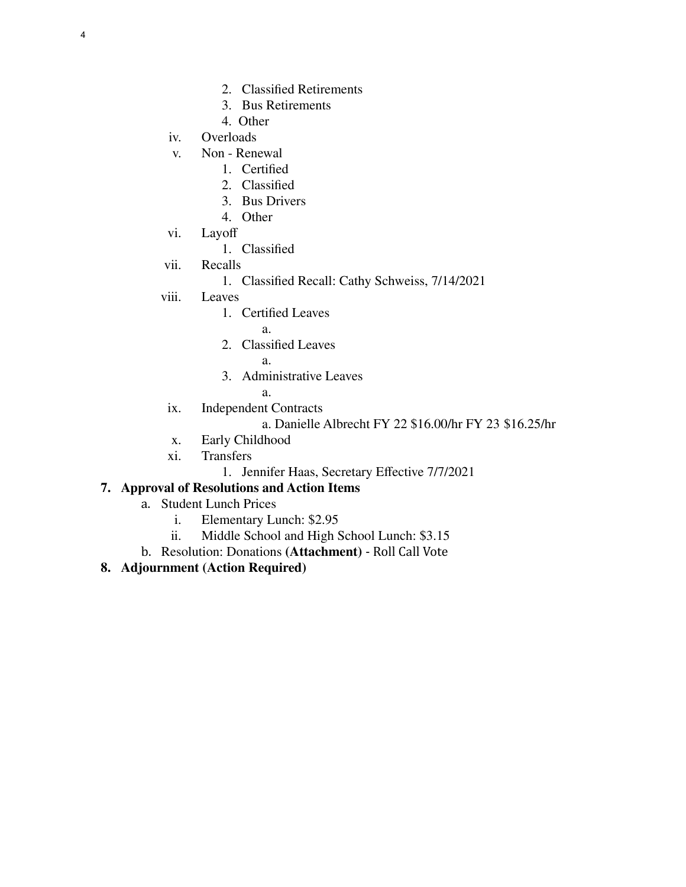2. Classified Retirements
3. Bus Retirements
4. Other

iv. Overloads

v. Non - Renewal
1. Certified
2. Classified
3. Bus Drivers
4. Other

vi. Layoff
1. Classified

vii. Recalls
1. Classified Recall: Cathy Schweiss, 7/14/2021

viii. Leaves
1. Certified Leaves
    a.
2. Classified Leaves
    a.
3. Administrative Leaves
    a.

ix. Independent Contracts
    a. Danielle Albrecht FY 22 $16.00/hr FY 23 $16.25/hr

x. Early Childhood

xi. Transfers
1. Jennifer Haas, Secretary Effective 7/7/2021

**7. Approval of Resolutions and Action Items**

a. Student Lunch Prices
   i. Elementary Lunch: $2.95
   ii. Middle School and High School Lunch: $3.15

b. Resolution: Donations **(Attachment)** - Roll Call Vote

**8. Adjournment (Action Required)**